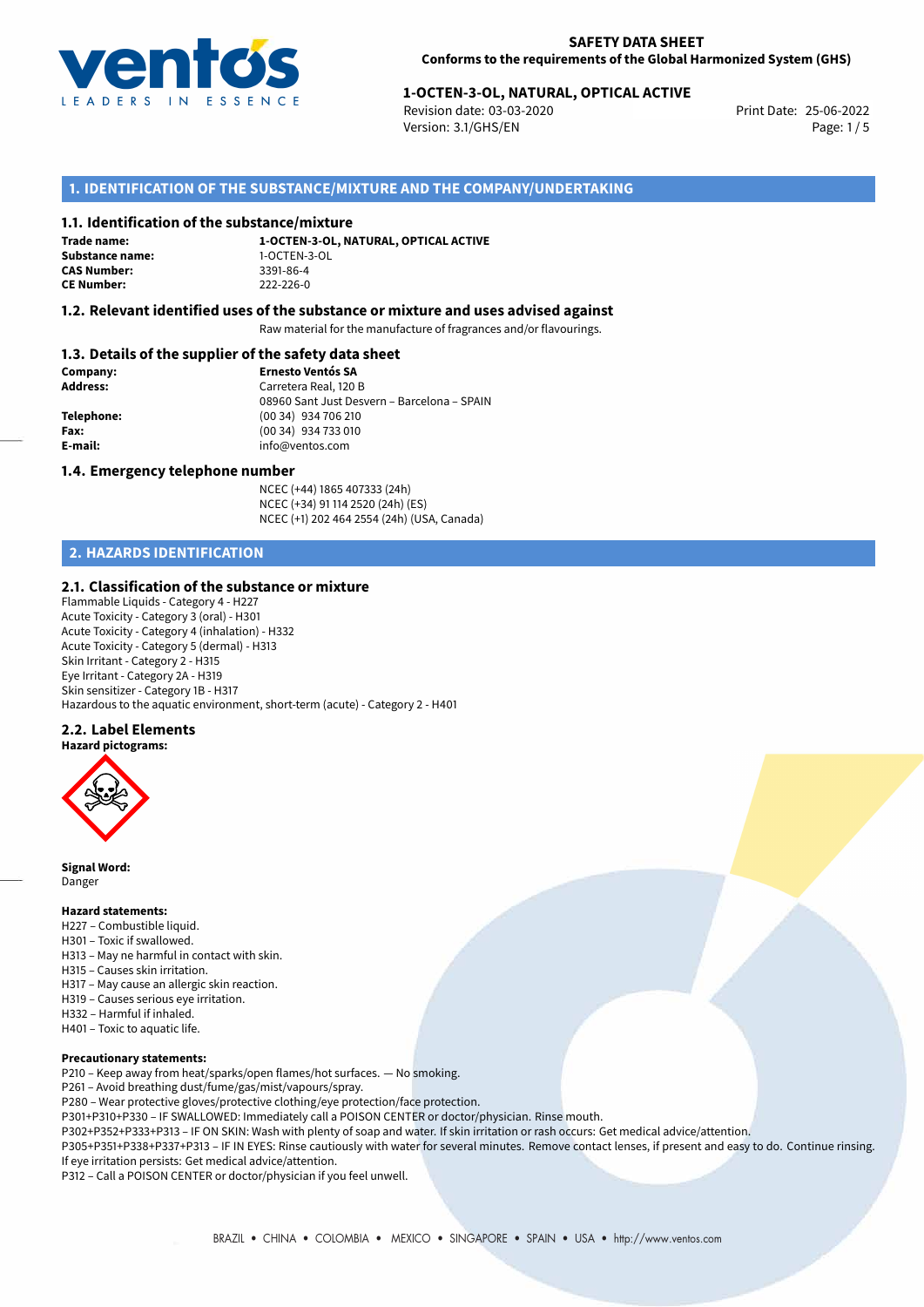**SAFETY DATA SHEET**
**Conforms to the requirements of the Global Harmonized System (GHS)**

**1-OCTEN-3-OL, NATURAL, OPTICAL ACTIVE**
Revision date: 03-03-2020
Version: 3.1/GHS/EN
Print Date: 25-06-2022

## 1. IDENTIFICATION OF THE SUBSTANCE/MIXTURE AND THE COMPANY/UNDERTAKING

### 1.1. Identification of the substance/mixture

| | |
|---|---|
| **Trade name:** | **1-OCTEN-3-OL, NATURAL, OPTICAL ACTIVE** |
| **Substance name:** | 1-OCTEN-3-OL |
| **CAS Number:** | 3391-86-4 |
| **CE Number:** | 222-226-0 |

### 1.2. Relevant identified uses of the substance or mixture and uses advised against

Raw material for the manufacture of fragrances and/or flavourings.

### 1.3. Details of the supplier of the safety data sheet

| | |
|---|---|
| **Company:** | **Ernesto Ventós SA** |
| **Address:** | Carretera Real, 120 B<br>08960 Sant Just Desvern – Barcelona – SPAIN |
| **Telephone:** | (00 34) 934 706 210 |
| **Fax:** | (00 34) 934 733 010 |
| **E-mail:** | info@ventos.com |

### 1.4. Emergency telephone number

NCEC (+44) 1865 407333 (24h)
NCEC (+34) 91 114 2520 (24h) (ES)
NCEC (+1) 202 464 2554 (24h) (USA, Canada)

## 2. HAZARDS IDENTIFICATION

### 2.1. Classification of the substance or mixture

Flammable Liquids - Category 4 - H227
Acute Toxicity - Category 3 (oral) - H301
Acute Toxicity - Category 4 (inhalation) - H332
Acute Toxicity - Category 5 (dermal) - H313
Skin Irritant - Category 2 - H315
Eye Irritant - Category 2A - H319
Skin sensitizer - Category 1B - H317
Hazardous to the aquatic environment, short-term (acute) - Category 2 - H401

### 2.2. Label Elements

**Hazard pictograms:**

**Signal Word:**
Danger

**Hazard statements:**
H227 – Combustible liquid.
H301 – Toxic if swallowed.
H313 – May ne harmful in contact with skin.
H315 – Causes skin irritation.
H317 – May cause an allergic skin reaction.
H319 – Causes serious eye irritation.
H332 – Harmful if inhaled.
H401 – Toxic to aquatic life.

**Precautionary statements:**
P210 – Keep away from heat/sparks/open flames/hot surfaces. — No smoking.
P261 – Avoid breathing dust/fume/gas/mist/vapours/spray.
P280 – Wear protective gloves/protective clothing/eye protection/face protection.
P301+P310+P330 – IF SWALLOWED: Immediately call a POISON CENTER or doctor/physician. Rinse mouth.
P302+P352+P333+P313 – IF ON SKIN: Wash with plenty of soap and water. If skin irritation or rash occurs: Get medical advice/attention.
P305+P351+P338+P337+P313 – IF IN EYES: Rinse cautiously with water for several minutes. Remove contact lenses, if present and easy to do. Continue rinsing. If eye irritation persists: Get medical advice/attention.
P312 – Call a POISON CENTER or doctor/physician if you feel unwell.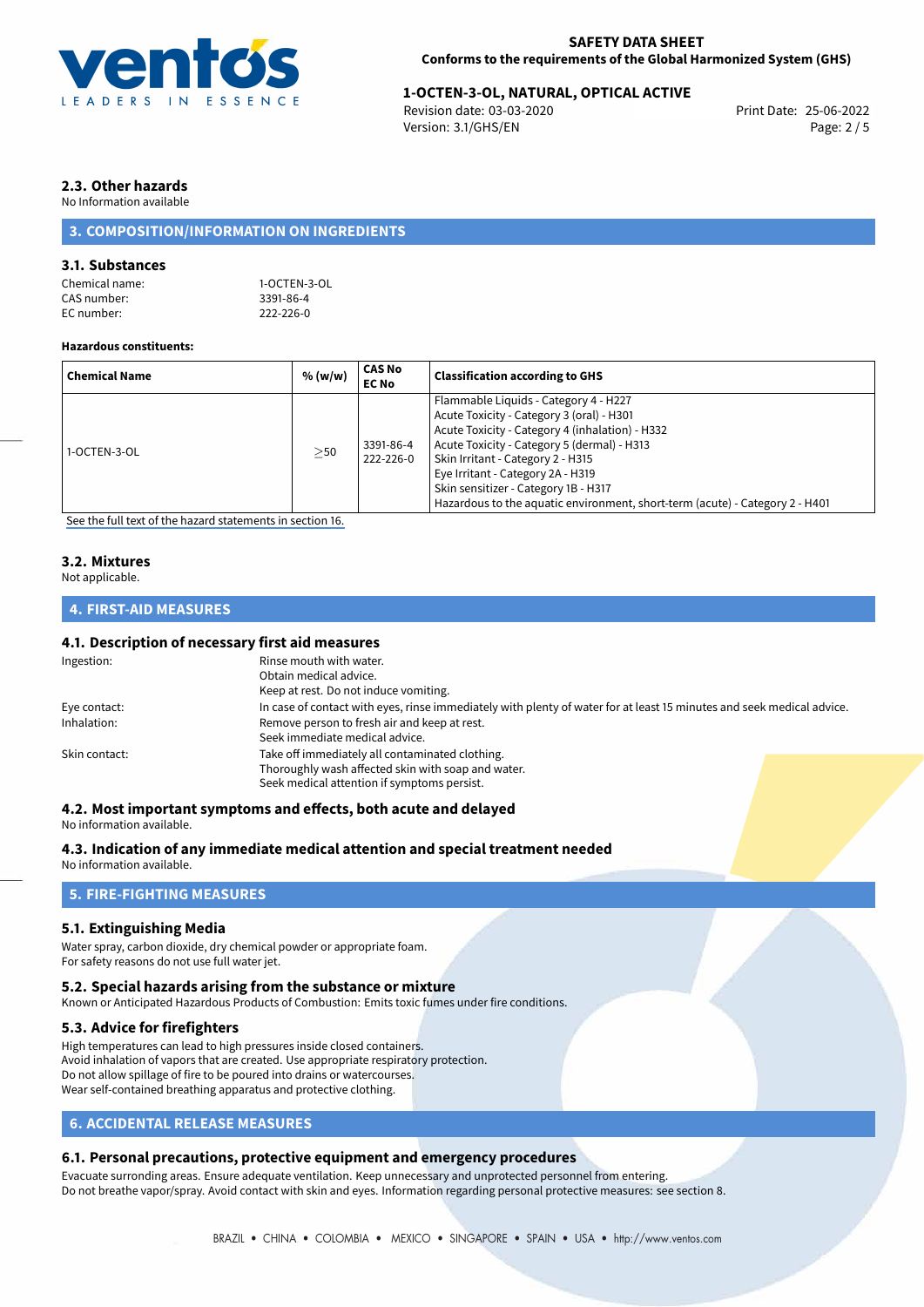### 2.3. Other hazards

No Information available

## 3. COMPOSITION/INFORMATION ON INGREDIENTS

### 3.1. Substances

Chemical name: 1-OCTEN-3-OL
CAS number: 3391-86-4
EC number: 222-226-0

**Hazardous constituents:**

| Chemical Name | % (w/w) | CAS No EC No | Classification according to GHS |
|---|---|---|---|
| 1-OCTEN-3-OL | ≥50 | 3391-86-4 222-226-0 | Flammable Liquids - Category 4 - H227<br>Acute Toxicity - Category 3 (oral) - H301<br>Acute Toxicity - Category 4 (inhalation) - H332<br>Acute Toxicity - Category 5 (dermal) - H313<br>Skin Irritant - Category 2 - H315<br>Eye Irritant - Category 2A - H319<br>Skin sensitizer - Category 1B - H317<br>Hazardous to the aquatic environment, short-term (acute) - Category 2 - H401 |

See the full text of the hazard statements in section 16.

### 3.2. Mixtures

Not applicable.

## 4. FIRST-AID MEASURES

### 4.1. Description of necessary first aid measures

Ingestion: Rinse mouth with water.
Obtain medical advice.
Keep at rest. Do not induce vomiting.

Eye contact: In case of contact with eyes, rinse immediately with plenty of water for at least 15 minutes and seek medical advice.

Inhalation: Remove person to fresh air and keep at rest.
Seek immediate medical advice.

Skin contact: Take off immediately all contaminated clothing.
Thoroughly wash affected skin with soap and water.
Seek medical attention if symptoms persist.

### 4.2. Most important symptoms and effects, both acute and delayed

No information available.

### 4.3. Indication of any immediate medical attention and special treatment needed

No information available.

## 5. FIRE-FIGHTING MEASURES

### 5.1. Extinguishing Media

Water spray, carbon dioxide, dry chemical powder or appropriate foam.
For safety reasons do not use full water jet.

### 5.2. Special hazards arising from the substance or mixture

Known or Anticipated Hazardous Products of Combustion: Emits toxic fumes under fire conditions.

### 5.3. Advice for firefighters

High temperatures can lead to high pressures inside closed containers.
Avoid inhalation of vapors that are created. Use appropriate respiratory protection.
Do not allow spillage of fire to be poured into drains or watercourses.
Wear self-contained breathing apparatus and protective clothing.

## 6. ACCIDENTAL RELEASE MEASURES

### 6.1. Personal precautions, protective equipment and emergency procedures

Evacuate surrounding areas. Ensure adequate ventilation. Keep unnecessary and unprotected personnel from entering.
Do not breathe vapor/spray. Avoid contact with skin and eyes. Information regarding personal protective measures: see section 8.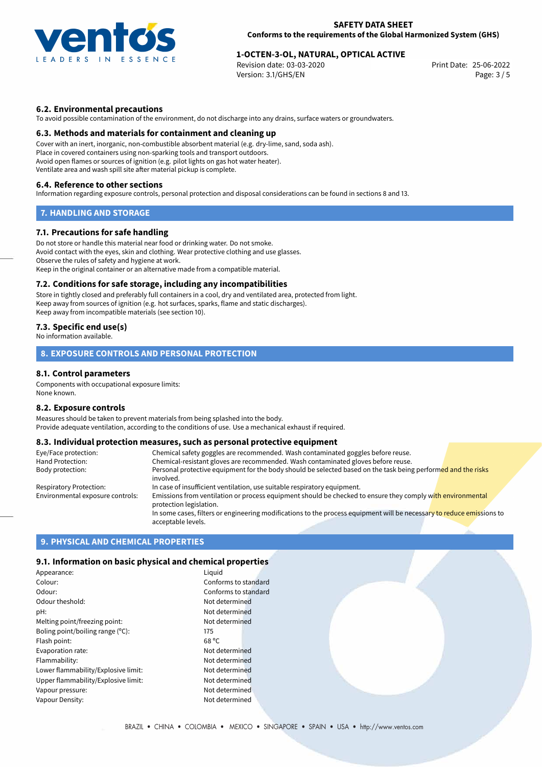### 6.2. Environmental precautions

To avoid possible contamination of the environment, do not discharge into any drains, surface waters or groundwaters.

### 6.3. Methods and materials for containment and cleaning up

Cover with an inert, inorganic, non-combustible absorbent material (e.g. dry-lime, sand, soda ash).
Place in covered containers using non-sparking tools and transport outdoors.
Avoid open flames or sources of ignition (e.g. pilot lights on gas hot water heater).
Ventilate area and wash spill site after material pickup is complete.

### 6.4. Reference to other sections

Information regarding exposure controls, personal protection and disposal considerations can be found in sections 8 and 13.

## 7. HANDLING AND STORAGE

### 7.1. Precautions for safe handling

Do not store or handle this material near food or drinking water. Do not smoke.
Avoid contact with the eyes, skin and clothing. Wear protective clothing and use glasses.
Observe the rules of safety and hygiene at work.
Keep in the original container or an alternative made from a compatible material.

### 7.2. Conditions for safe storage, including any incompatibilities

Store in tightly closed and preferably full containers in a cool, dry and ventilated area, protected from light.
Keep away from sources of ignition (e.g. hot surfaces, sparks, flame and static discharges).
Keep away from incompatible materials (see section 10).

### 7.3. Specific end use(s)

No information available.

## 8. EXPOSURE CONTROLS AND PERSONAL PROTECTION

### 8.1. Control parameters

Components with occupational exposure limits:
None known.

### 8.2. Exposure controls

Measures should be taken to prevent materials from being splashed into the body.
Provide adequate ventilation, according to the conditions of use. Use a mechanical exhaust if required.

### 8.3. Individual protection measures, such as personal protective equipment

| | |
|---|---|
| Eye/Face protection: | Chemical safety goggles are recommended. Wash contaminated goggles before reuse. |
| Hand Protection: | Chemical-resistant gloves are recommended. Wash contaminated gloves before reuse. |
| Body protection: | Personal protective equipment for the body should be selected based on the task being performed and the risks involved. |
| Respiratory Protection: | In case of insufficient ventilation, use suitable respiratory equipment. |
| Environmental exposure controls: | Emissions from ventilation or process equipment should be checked to ensure they comply with environmental protection legislation.<br>In some cases, filters or engineering modifications to the process equipment will be necessary to reduce emissions to acceptable levels. |

## 9. PHYSICAL AND CHEMICAL PROPERTIES

### 9.1. Information on basic physical and chemical properties

| | |
|---|---|
| Appearance: | Liquid |
| Colour: | Conforms to standard |
| Odour: | Conforms to standard |
| Odour theshold: | Not determined |
| pH: | Not determined |
| Melting point/freezing point: | Not determined |
| Boling point/boiling range (°C): | 175 |
| Flash point: | 68 °C |
| Evaporation rate: | Not determined |
| Flammability: | Not determined |
| Lower flammability/Explosive limit: | Not determined |
| Upper flammability/Explosive limit: | Not determined |
| Vapour pressure: | Not determined |
| Vapour Density: | Not determined |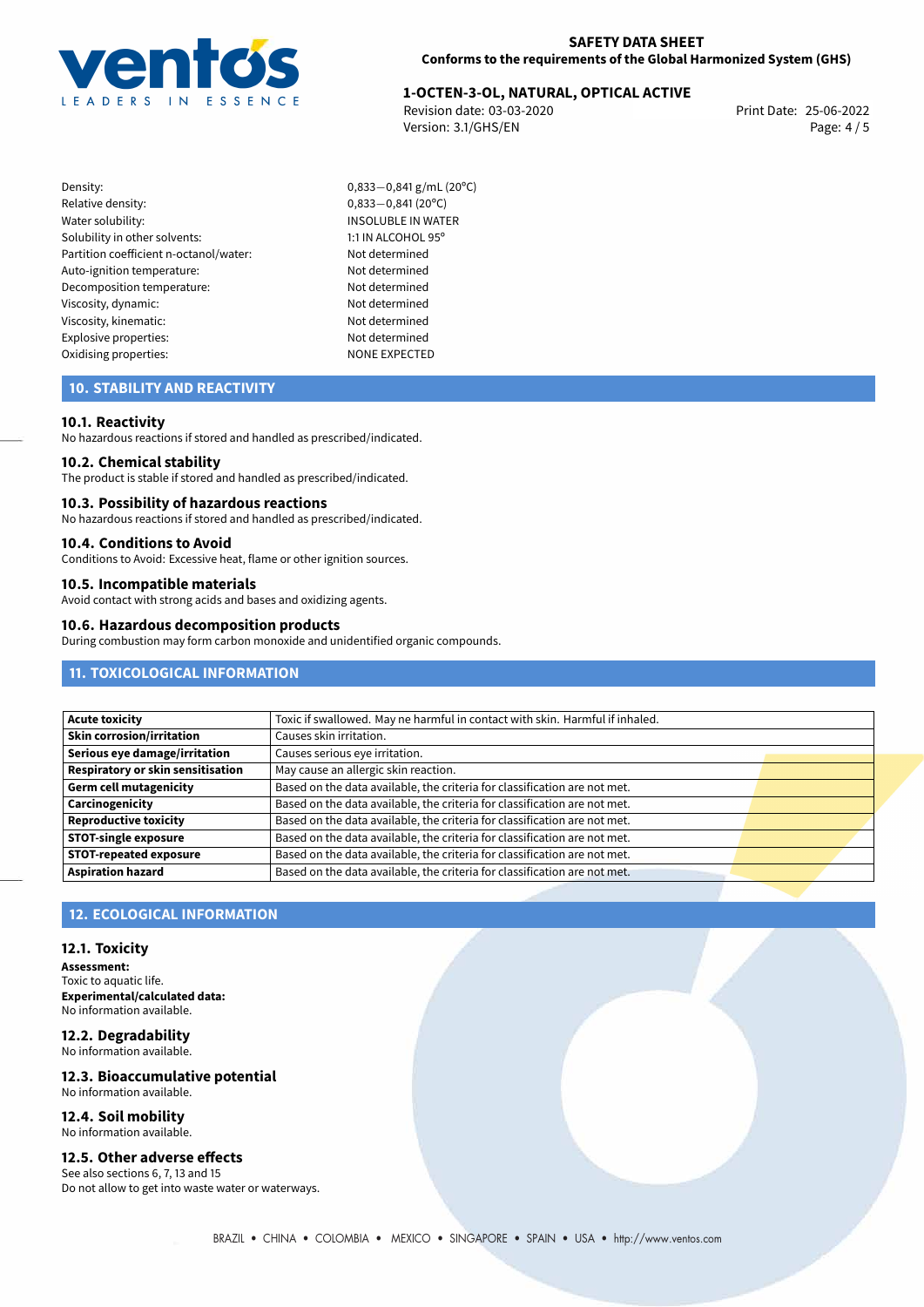| | |
|---|---|
| Density: | 0,833—0,841 g/mL (20°C) |
| Relative density: | 0,833—0,841 (20°C) |
| Water solubility: | INSOLUBLE IN WATER |
| Solubility in other solvents: | 1:1 IN ALCOHOL 95° |
| Partition coefficient n-octanol/water: | Not determined |
| Auto-ignition temperature: | Not determined |
| Decomposition temperature: | Not determined |
| Viscosity, dynamic: | Not determined |
| Viscosity, kinematic: | Not determined |
| Explosive properties: | Not determined |
| Oxidising properties: | NONE EXPECTED |

## 10. STABILITY AND REACTIVITY

### 10.1. Reactivity

No hazardous reactions if stored and handled as prescribed/indicated.

### 10.2. Chemical stability

The product is stable if stored and handled as prescribed/indicated.

### 10.3. Possibility of hazardous reactions

No hazardous reactions if stored and handled as prescribed/indicated.

### 10.4. Conditions to Avoid

Conditions to Avoid: Excessive heat, flame or other ignition sources.

### 10.5. Incompatible materials

Avoid contact with strong acids and bases and oxidizing agents.

### 10.6. Hazardous decomposition products

During combustion may form carbon monoxide and unidentified organic compounds.

## 11. TOXICOLOGICAL INFORMATION

| | |
|---|---|
| **Acute toxicity** | Toxic if swallowed. May ne harmful in contact with skin. Harmful if inhaled. |
| **Skin corrosion/irritation** | Causes skin irritation. |
| **Serious eye damage/irritation** | Causes serious eye irritation. |
| **Respiratory or skin sensitisation** | May cause an allergic skin reaction. |
| **Germ cell mutagenicity** | Based on the data available, the criteria for classification are not met. |
| **Carcinogenicity** | Based on the data available, the criteria for classification are not met. |
| **Reproductive toxicity** | Based on the data available, the criteria for classification are not met. |
| **STOT-single exposure** | Based on the data available, the criteria for classification are not met. |
| **STOT-repeated exposure** | Based on the data available, the criteria for classification are not met. |
| **Aspiration hazard** | Based on the data available, the criteria for classification are not met. |

## 12. ECOLOGICAL INFORMATION

### 12.1. Toxicity

**Assessment:**
Toxic to aquatic life.
**Experimental/calculated data:**
No information available.

### 12.2. Degradability

No information available.

### 12.3. Bioaccumulative potential

No information available.

### 12.4. Soil mobility

No information available.

### 12.5. Other adverse effects

See also sections 6, 7, 13 and 15
Do not allow to get into waste water or waterways.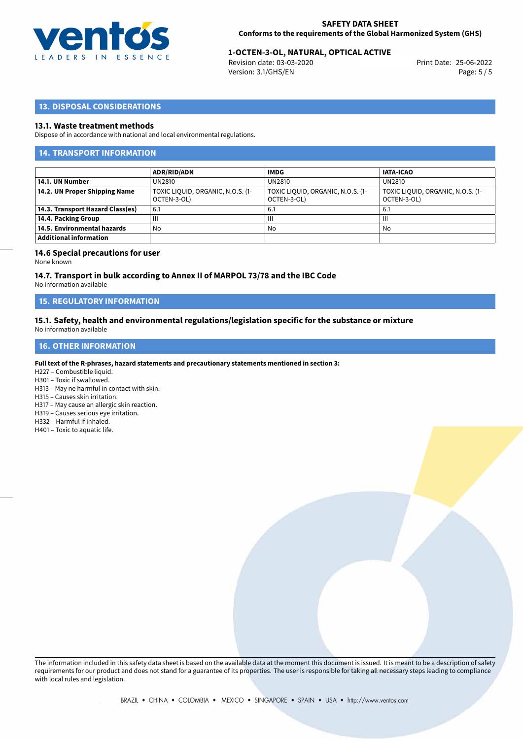## 13. DISPOSAL CONSIDERATIONS

### 13.1. Waste treatment methods

Dispose of in accordance with national and local environmental regulations.

## 14. TRANSPORT INFORMATION

| | ADR/RID/ADN | IMDG | IATA-ICAO |
|---|---|---|---|
| **14.1. UN Number** | UN2810 | UN2810 | UN2810 |
| **14.2. UN Proper Shipping Name** | TOXIC LIQUID, ORGANIC, N.O.S. (1-OCTEN-3-OL) | TOXIC LIQUID, ORGANIC, N.O.S. (1-OCTEN-3-OL) | TOXIC LIQUID, ORGANIC, N.O.S. (1-OCTEN-3-OL) |
| **14.3. Transport Hazard Class(es)** | 6.1 | 6.1 | 6.1 |
| **14.4. Packing Group** | III | III | III |
| **14.5. Environmental hazards** | No | No | No |
| **Additional information** | | | |

### 14.6 Special precautions for user

None known

### 14.7. Transport in bulk according to Annex II of MARPOL 73/78 and the IBC Code

No information available

## 15. REGULATORY INFORMATION

### 15.1. Safety, health and environmental regulations/legislation specific for the substance or mixture

No information available

## 16. OTHER INFORMATION

**Full text of the R-phrases, hazard statements and precautionary statements mentioned in section 3:**

H227 – Combustible liquid.
H301 – Toxic if swallowed.
H313 – May ne harmful in contact with skin.
H315 – Causes skin irritation.
H317 – May cause an allergic skin reaction.
H319 – Causes serious eye irritation.
H332 – Harmful if inhaled.
H401 – Toxic to aquatic life.

The information included in this safety data sheet is based on the available data at the moment this document is issued. It is meant to be a description of safety requirements for our product and does not stand for a guarantee of its properties. The user is responsible for taking all necessary steps leading to compliance with local rules and legislation.